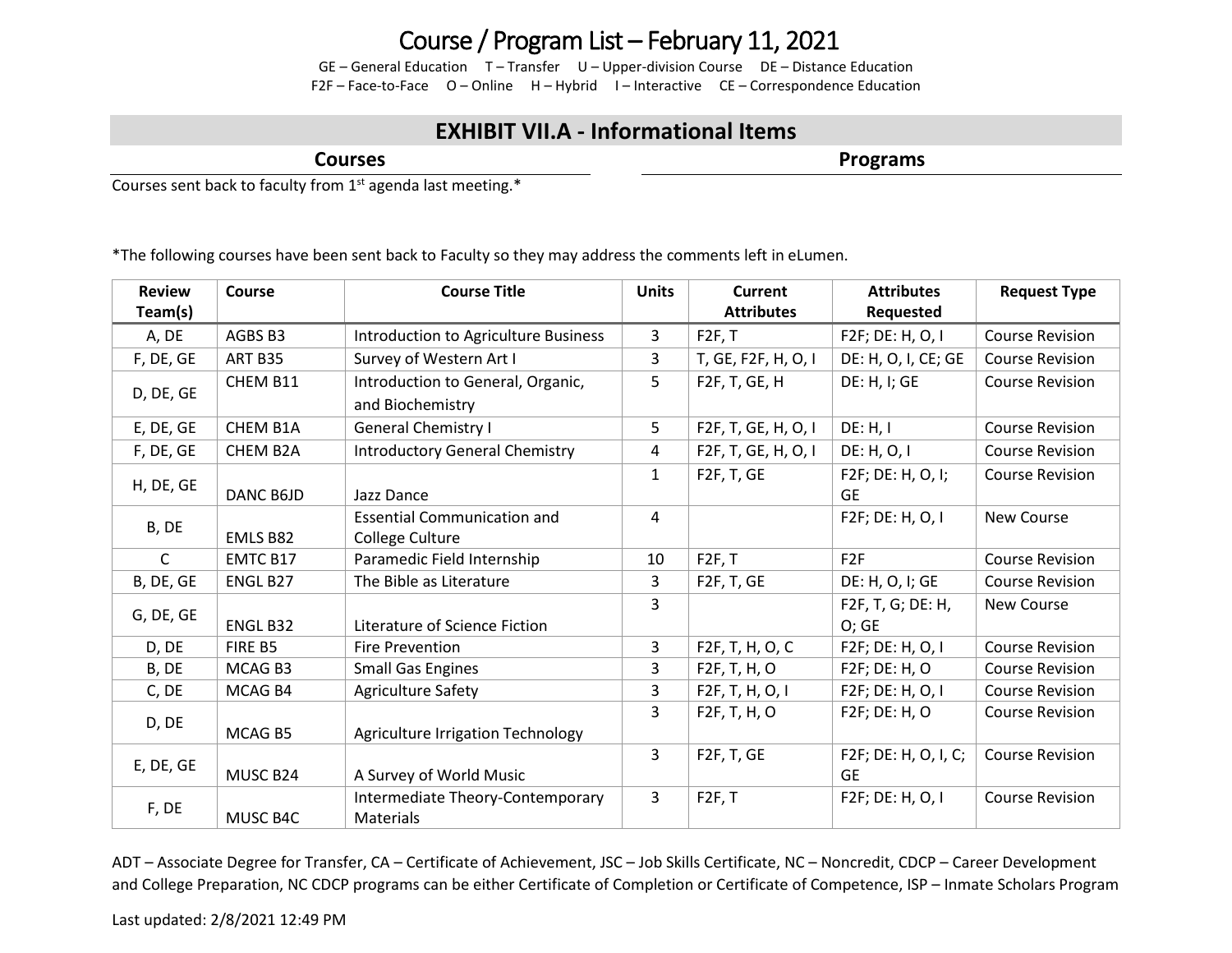# Course / Program List – February 11, 2021

GE – General Education T – Transfer U – Upper-division Course DE – Distance Education
F2F – Face-to-Face O – Online H – Hybrid I – Interactive CE – Correspondence Education

## EXHIBIT VII.A - Informational Items

### Courses

Courses sent back to faculty from 1st agenda last meeting.*

### Programs

*The following courses have been sent back to Faculty so they may address the comments left in eLumen.

| Review Team(s) | Course | Course Title | Units | Current Attributes | Attributes Requested | Request Type |
|---|---|---|---|---|---|---|
| A, DE | AGBS B3 | Introduction to Agriculture Business | 3 | F2F, T | F2F; DE: H, O, I | Course Revision |
| F, DE, GE | ART B35 | Survey of Western Art I | 3 | T, GE, F2F, H, O, I | DE: H, O, I, CE; GE | Course Revision |
| D, DE, GE | CHEM B11 | Introduction to General, Organic, and Biochemistry | 5 | F2F, T, GE, H | DE: H, I; GE | Course Revision |
| E, DE, GE | CHEM B1A | General Chemistry I | 5 | F2F, T, GE, H, O, I | DE: H, I | Course Revision |
| F, DE, GE | CHEM B2A | Introductory General Chemistry | 4 | F2F, T, GE, H, O, I | DE: H, O, I | Course Revision |
| H, DE, GE | DANC B6JD | Jazz Dance | 1 | F2F, T, GE | F2F; DE: H, O, I; GE | Course Revision |
| B, DE | EMLS B82 | Essential Communication and College Culture | 4 | | F2F; DE: H, O, I | New Course |
| C | EMTC B17 | Paramedic Field Internship | 10 | F2F, T | F2F | Course Revision |
| B, DE, GE | ENGL B27 | The Bible as Literature | 3 | F2F, T, GE | DE: H, O, I; GE | Course Revision |
| G, DE, GE | ENGL B32 | Literature of Science Fiction | 3 | | F2F, T, G; DE: H, O; GE | New Course |
| D, DE | FIRE B5 | Fire Prevention | 3 | F2F, T, H, O, C | F2F; DE: H, O, I | Course Revision |
| B, DE | MCAG B3 | Small Gas Engines | 3 | F2F, T, H, O | F2F; DE: H, O | Course Revision |
| C, DE | MCAG B4 | Agriculture Safety | 3 | F2F, T, H, O, I | F2F; DE: H, O, I | Course Revision |
| D, DE | MCAG B5 | Agriculture Irrigation Technology | 3 | F2F, T, H, O | F2F; DE: H, O | Course Revision |
| E, DE, GE | MUSC B24 | A Survey of World Music | 3 | F2F, T, GE | F2F; DE: H, O, I, C; GE | Course Revision |
| F, DE | MUSC B4C | Intermediate Theory-Contemporary Materials | 3 | F2F, T | F2F; DE: H, O, I | Course Revision |

ADT – Associate Degree for Transfer, CA – Certificate of Achievement, JSC – Job Skills Certificate, NC – Noncredit, CDCP – Career Development and College Preparation, NC CDCP programs can be either Certificate of Completion or Certificate of Competence, ISP – Inmate Scholars Program

Last updated: 2/8/2021 12:49 PM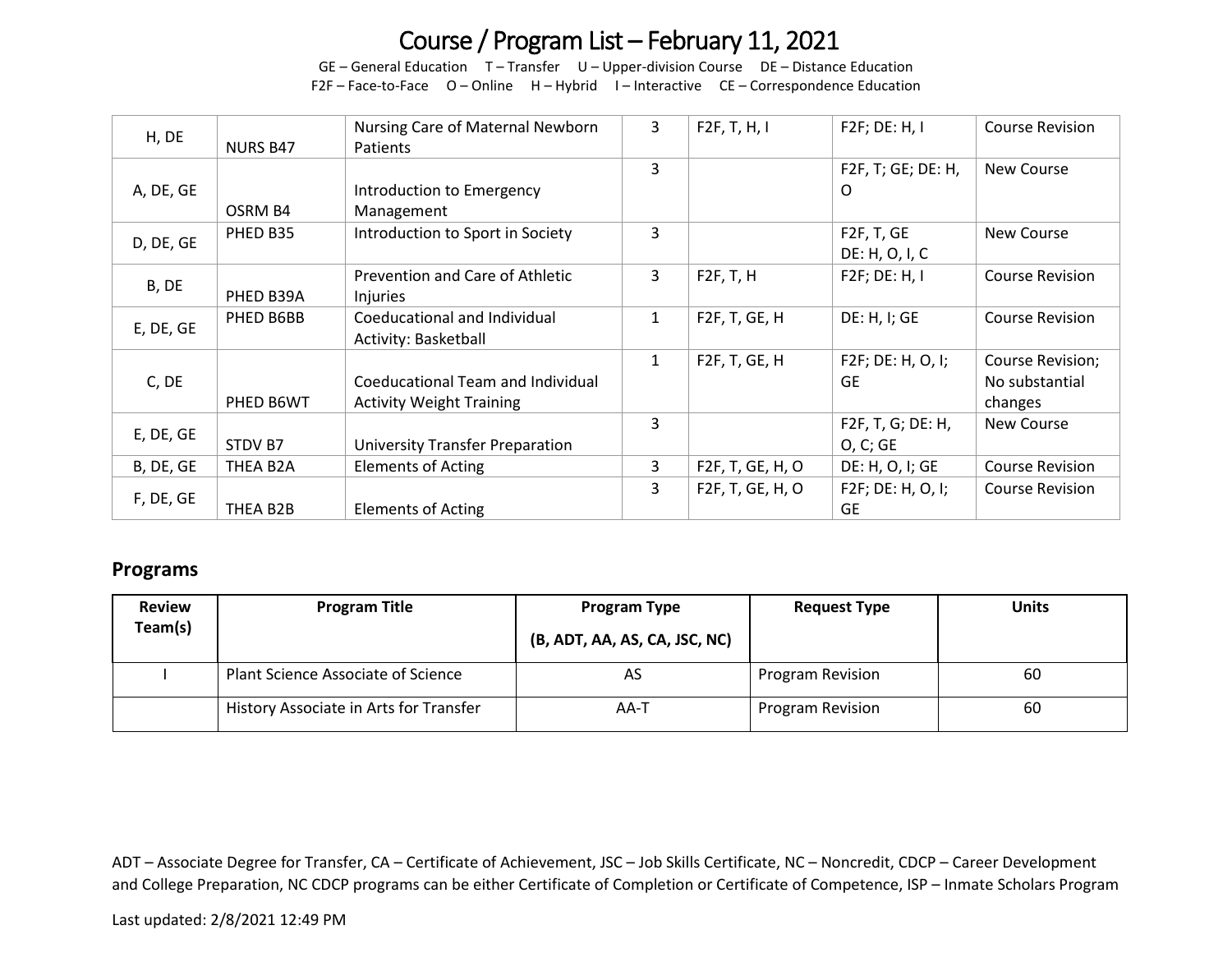# Course / Program List – February 11, 2021

GE – General Education T – Transfer U – Upper-division Course DE – Distance Education
F2F – Face-to-Face O – Online H – Hybrid I – Interactive CE – Correspondence Education

| | | | | | | |
|---|---|---|---|---|---|---|
| H, DE | NURS B47 | Nursing Care of Maternal Newborn Patients | 3 | F2F, T, H, I | F2F; DE: H, I | Course Revision |
| A, DE, GE | OSRM B4 | Introduction to Emergency Management | 3 | | F2F, T; GE; DE: H, O | New Course |
| D, DE, GE | PHED B35 | Introduction to Sport in Society | 3 | | F2F, T, GE DE: H, O, I, C | New Course |
| B, DE | PHED B39A | Prevention and Care of Athletic Injuries | 3 | F2F, T, H | F2F; DE: H, I | Course Revision |
| E, DE, GE | PHED B6BB | Coeducational and Individual Activity: Basketball | 1 | F2F, T, GE, H | DE: H, I; GE | Course Revision |
| C, DE | PHED B6WT | Coeducational Team and Individual Activity Weight Training | 1 | F2F, T, GE, H | F2F; DE: H, O, I; GE | Course Revision; No substantial changes |
| E, DE, GE | STDV B7 | University Transfer Preparation | 3 | | F2F, T, G; DE: H, O, C; GE | New Course |
| B, DE, GE | THEA B2A | Elements of Acting | 3 | F2F, T, GE, H, O | DE: H, O, I; GE | Course Revision |
| F, DE, GE | THEA B2B | Elements of Acting | 3 | F2F, T, GE, H, O | F2F; DE: H, O, I; GE | Course Revision |

## Programs

| Review Team(s) | Program Title | Program Type (B, ADT, AA, AS, CA, JSC, NC) | Request Type | Units |
|---|---|---|---|---|
| I | Plant Science Associate of Science | AS | Program Revision | 60 |
| | History Associate in Arts for Transfer | AA-T | Program Revision | 60 |

ADT – Associate Degree for Transfer, CA – Certificate of Achievement, JSC – Job Skills Certificate, NC – Noncredit, CDCP – Career Development and College Preparation, NC CDCP programs can be either Certificate of Completion or Certificate of Competence, ISP – Inmate Scholars Program

Last updated: 2/8/2021 12:49 PM